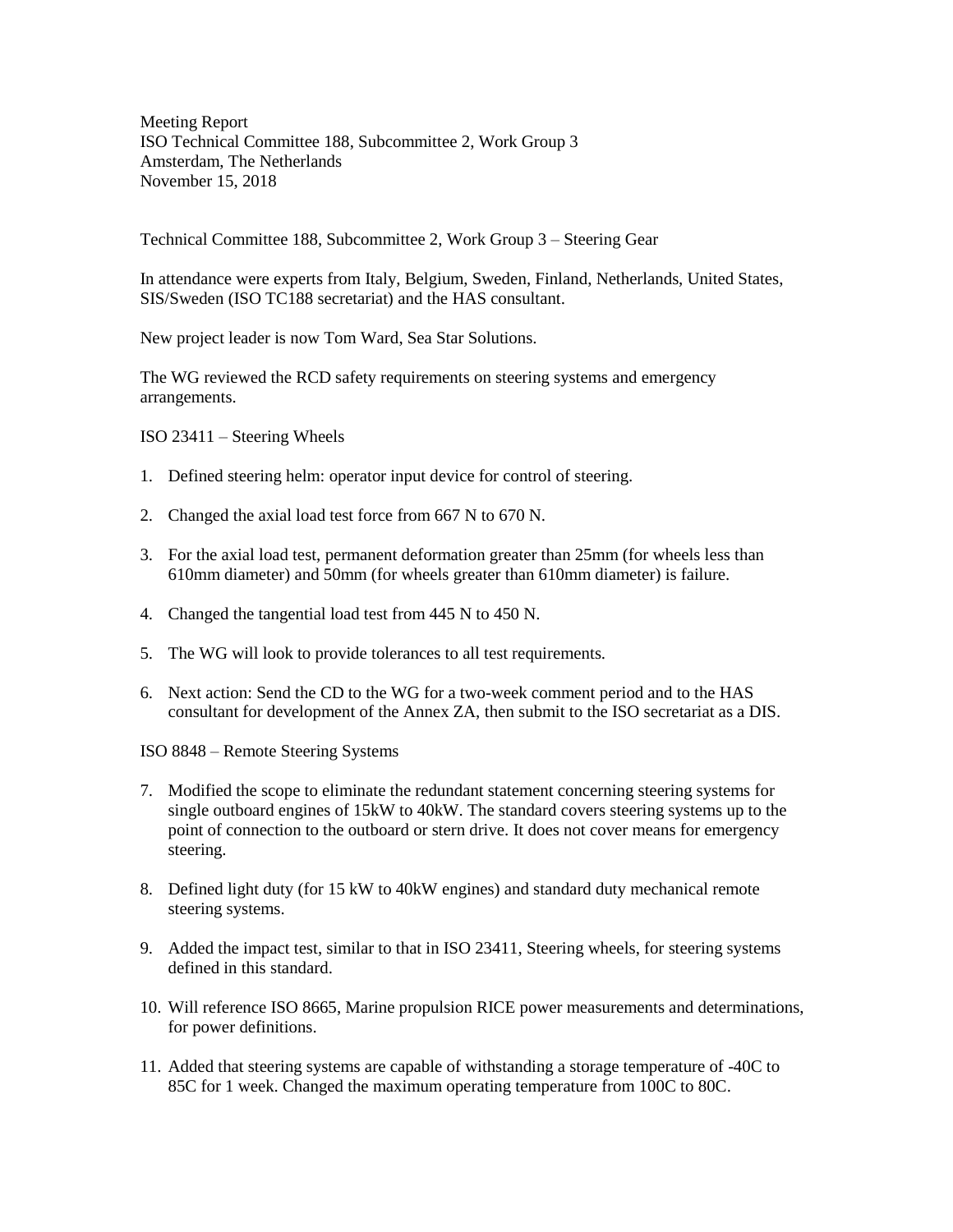Meeting Report
ISO Technical Committee 188, Subcommittee 2, Work Group 3
Amsterdam, The Netherlands
November 15, 2018

Technical Committee 188, Subcommittee 2, Work Group 3 – Steering Gear

In attendance were experts from Italy, Belgium, Sweden, Finland, Netherlands, United States, SIS/Sweden (ISO TC188 secretariat) and the HAS consultant.

New project leader is now Tom Ward, Sea Star Solutions.

The WG reviewed the RCD safety requirements on steering systems and emergency arrangements.

ISO 23411 – Steering Wheels

1. Defined steering helm: operator input device for control of steering.
2. Changed the axial load test force from 667 N to 670 N.
3. For the axial load test, permanent deformation greater than 25mm (for wheels less than 610mm diameter) and 50mm (for wheels greater than 610mm diameter) is failure.
4. Changed the tangential load test from 445 N to 450 N.
5. The WG will look to provide tolerances to all test requirements.
6. Next action: Send the CD to the WG for a two-week comment period and to the HAS consultant for development of the Annex ZA, then submit to the ISO secretariat as a DIS.

ISO 8848 – Remote Steering Systems

7. Modified the scope to eliminate the redundant statement concerning steering systems for single outboard engines of 15kW to 40kW. The standard covers steering systems up to the point of connection to the outboard or stern drive. It does not cover means for emergency steering.
8. Defined light duty (for 15 kW to 40kW engines) and standard duty mechanical remote steering systems.
9. Added the impact test, similar to that in ISO 23411, Steering wheels, for steering systems defined in this standard.
10. Will reference ISO 8665, Marine propulsion RICE power measurements and determinations, for power definitions.
11. Added that steering systems are capable of withstanding a storage temperature of -40C to 85C for 1 week. Changed the maximum operating temperature from 100C to 80C.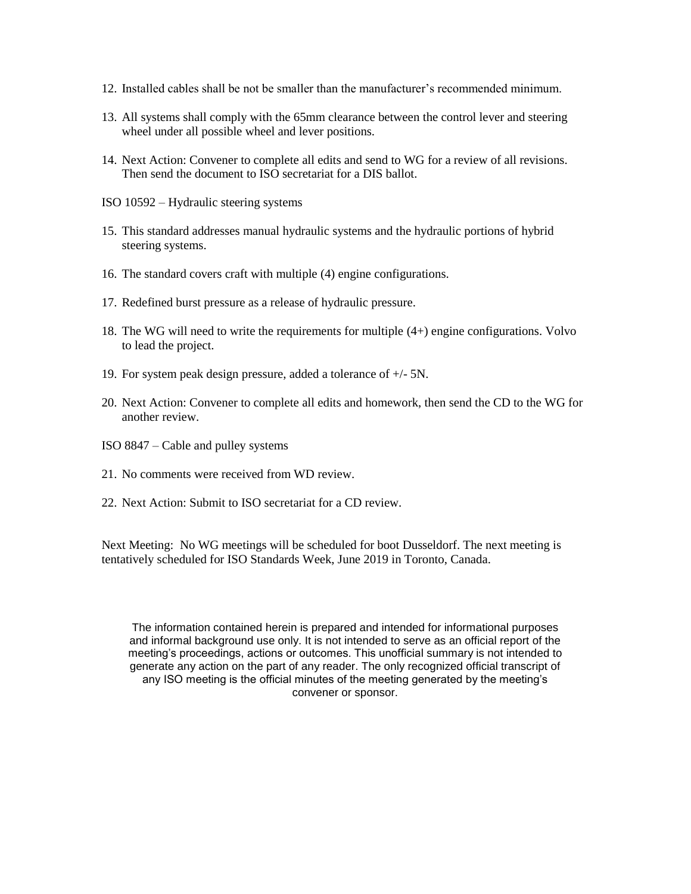12. Installed cables shall be not be smaller than the manufacturer's recommended minimum.

13. All systems shall comply with the 65mm clearance between the control lever and steering wheel under all possible wheel and lever positions.

14. Next Action: Convener to complete all edits and send to WG for a review of all revisions. Then send the document to ISO secretariat for a DIS ballot.

ISO 10592 – Hydraulic steering systems

15. This standard addresses manual hydraulic systems and the hydraulic portions of hybrid steering systems.

16. The standard covers craft with multiple (4) engine configurations.

17. Redefined burst pressure as a release of hydraulic pressure.

18. The WG will need to write the requirements for multiple (4+) engine configurations. Volvo to lead the project.

19. For system peak design pressure, added a tolerance of +/- 5N.

20. Next Action: Convener to complete all edits and homework, then send the CD to the WG for another review.

ISO 8847 – Cable and pulley systems

21. No comments were received from WD review.

22. Next Action: Submit to ISO secretariat for a CD review.

Next Meeting: No WG meetings will be scheduled for boot Dusseldorf. The next meeting is tentatively scheduled for ISO Standards Week, June 2019 in Toronto, Canada.

The information contained herein is prepared and intended for informational purposes and informal background use only. It is not intended to serve as an official report of the meeting's proceedings, actions or outcomes. This unofficial summary is not intended to generate any action on the part of any reader. The only recognized official transcript of any ISO meeting is the official minutes of the meeting generated by the meeting's convener or sponsor.